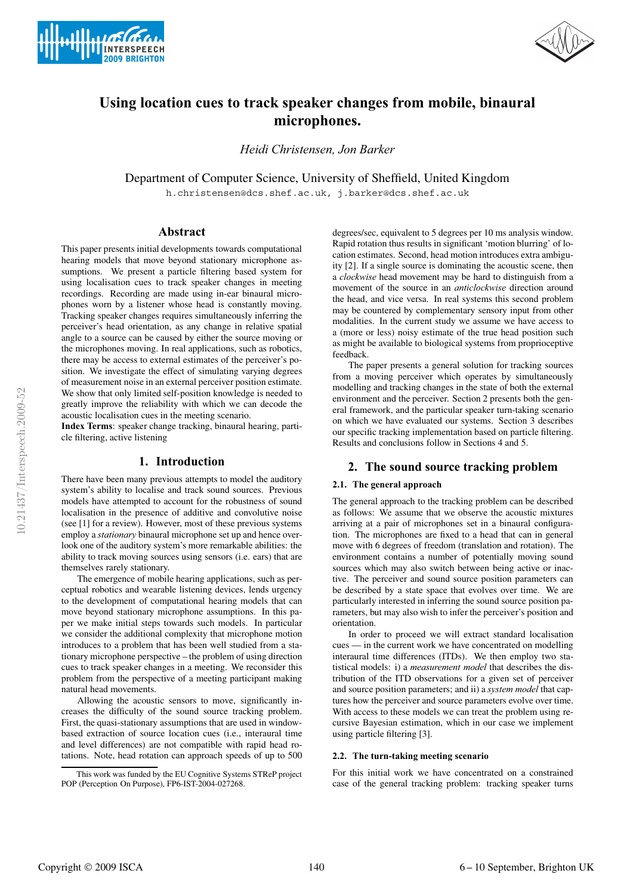# Using location cues to track speaker changes from mobile, binaural microphones.

*Heidi Christensen, Jon Barker*

Department of Computer Science, University of Sheffield, United Kingdom

h.christensen@dcs.shef.ac.uk, j.barker@dcs.shef.ac.uk

## Abstract

This paper presents initial developments towards computational hearing models that move beyond stationary microphone assumptions. We present a particle filtering based system for using localisation cues to track speaker changes in meeting recordings. Recording are made using in-ear binaural microphones worn by a listener whose head is constantly moving. Tracking speaker changes requires simultaneously inferring the perceiver's head orientation, as any change in relative spatial angle to a source can be caused by either the source moving or the microphones moving. In real applications, such as robotics, there may be access to external estimates of the perceiver's position. We investigate the effect of simulating varying degrees of measurement noise in an external perceiver position estimate. We show that only limited self-position knowledge is needed to greatly improve the reliability with which we can decode the acoustic localisation cues in the meeting scenario.

**Index Terms**: speaker change tracking, binaural hearing, particle filtering, active listening

## 1. Introduction

There have been many previous attempts to model the auditory system's ability to localise and track sound sources. Previous models have attempted to account for the robustness of sound localisation in the presence of additive and convolutive noise (see [1] for a review). However, most of these previous systems employ a *stationary* binaural microphone set up and hence overlook one of the auditory system's more remarkable abilities: the ability to track moving sources using sensors (i.e. ears) that are themselves rarely stationary.

The emergence of mobile hearing applications, such as perceptual robotics and wearable listening devices, lends urgency to the development of computational hearing models that can move beyond stationary microphone assumptions. In this paper we make initial steps towards such models. In particular we consider the additional complexity that microphone motion introduces to a problem that has been well studied from a stationary microphone perspective – the problem of using direction cues to track speaker changes in a meeting. We reconsider this problem from the perspective of a meeting participant making natural head movements.

Allowing the acoustic sensors to move, significantly increases the difficulty of the sound source tracking problem. First, the quasi-stationary assumptions that are used in window-based extraction of source location cues (i.e., interaural time and level differences) are not compatible with rapid head rotations. Note, head rotation can approach speeds of up to 500 degrees/sec, equivalent to 5 degrees per 10 ms analysis window. Rapid rotation thus results in significant 'motion blurring' of location estimates. Second, head motion introduces extra ambiguity [2]. If a single source is dominating the acoustic scene, then a *clockwise* head movement may be hard to distinguish from a movement of the source in an *anticlockwise* direction around the head, and vice versa. In real systems this second problem may be countered by complementary sensory input from other modalities. In the current study we assume we have access to a (more or less) noisy estimate of the true head position such as might be available to biological systems from proprioceptive feedback.

The paper presents a general solution for tracking sources from a moving perceiver which operates by simultaneously modelling and tracking changes in the state of both the external environment and the perceiver. Section 2 presents both the general framework, and the particular speaker turn-taking scenario on which we have evaluated our systems. Section 3 describes our specific tracking implementation based on particle filtering. Results and conclusions follow in Sections 4 and 5.

## 2. The sound source tracking problem

### 2.1. The general approach

The general approach to the tracking problem can be described as follows: We assume that we observe the acoustic mixtures arriving at a pair of microphones set in a binaural configuration. The microphones are fixed to a head that can in general move with 6 degrees of freedom (translation and rotation). The environment contains a number of potentially moving sound sources which may also switch between being active or inactive. The perceiver and sound source position parameters can be described by a state space that evolves over time. We are particularly interested in inferring the sound source position parameters, but may also wish to infer the perceiver's position and orientation.

In order to proceed we will extract standard localisation cues — in the current work we have concentrated on modelling interaural time differences (ITDs). We then employ two statistical models: i) a *measurement model* that describes the distribution of the ITD observations for a given set of perceiver and source position parameters; and ii) a *system model* that captures how the perceiver and source parameters evolve over time. With access to these models we can treat the problem using recursive Bayesian estimation, which in our case we implement using particle filtering [3].

### 2.2. The turn-taking meeting scenario

For this initial work we have concentrated on a constrained case of the general tracking problem: tracking speaker turns

This work was funded by the EU Cognitive Systems STReP project POP (Perception On Purpose), FP6-IST-2004-027268.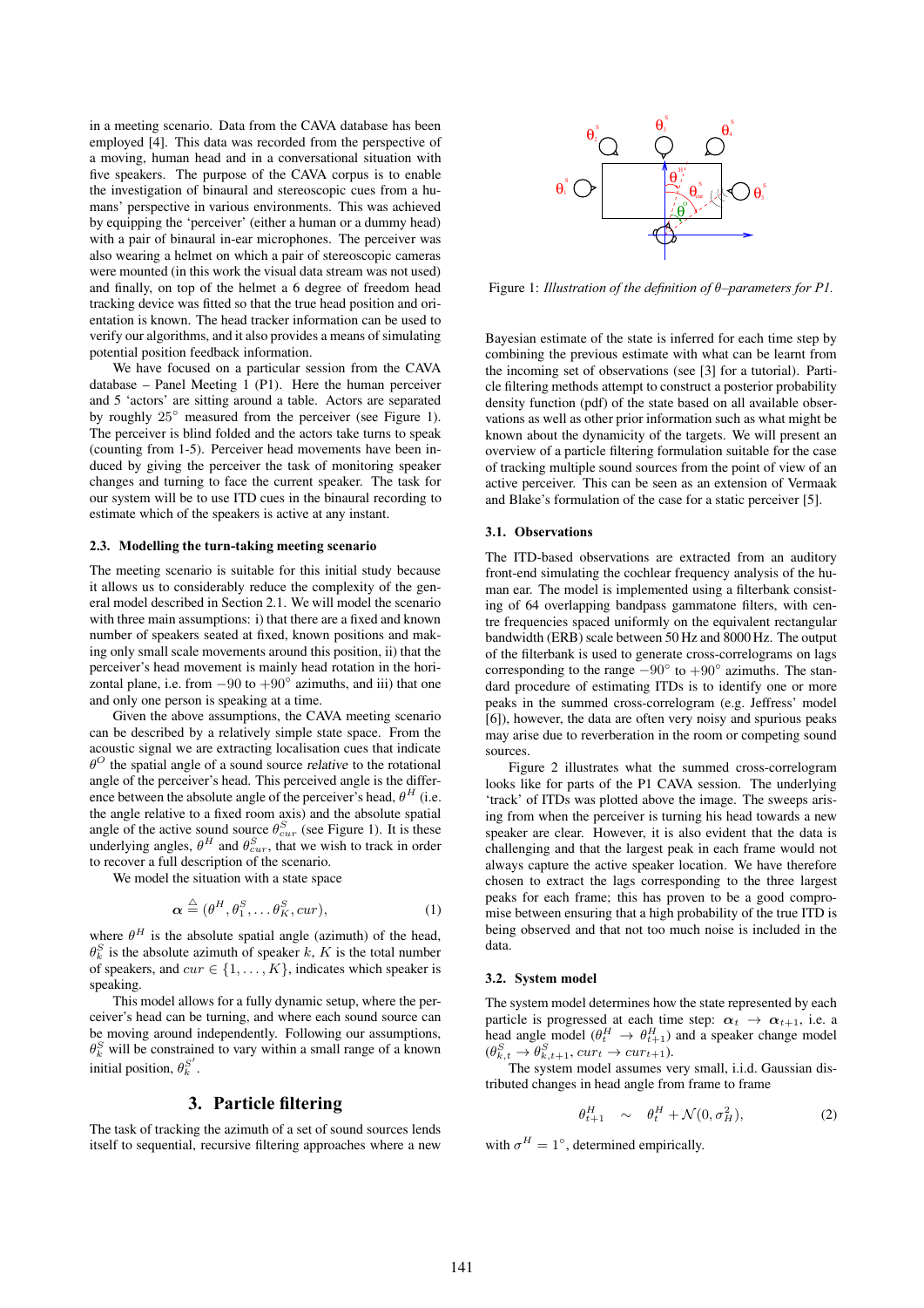in a meeting scenario. Data from the CAVA database has been employed [4]. This data was recorded from the perspective of a moving, human head and in a conversational situation with five speakers. The purpose of the CAVA corpus is to enable the investigation of binaural and stereoscopic cues from a humans' perspective in various environments. This was achieved by equipping the 'perceiver' (either a human or a dummy head) with a pair of binaural in-ear microphones. The perceiver was also wearing a helmet on which a pair of stereoscopic cameras were mounted (in this work the visual data stream was not used) and finally, on top of the helmet a 6 degree of freedom head tracking device was fitted so that the true head position and orientation is known. The head tracker information can be used to verify our algorithms, and it also provides a means of simulating potential position feedback information.

We have focused on a particular session from the CAVA database – Panel Meeting 1 (P1). Here the human perceiver and 5 'actors' are sitting around a table. Actors are separated by roughly $25^\circ$ measured from the perceiver (see Figure 1). The perceiver is blind folded and the actors take turns to speak (counting from 1-5). Perceiver head movements have been induced by giving the perceiver the task of monitoring speaker changes and turning to face the current speaker. The task for our system will be to use ITD cues in the binaural recording to estimate which of the speakers is active at any instant.

### 2.3. Modelling the turn-taking meeting scenario

The meeting scenario is suitable for this initial study because it allows us to considerably reduce the complexity of the general model described in Section 2.1. We will model the scenario with three main assumptions: i) that there are a fixed and known number of speakers seated at fixed, known positions and making only small scale movements around this position, ii) that the perceiver's head movement is mainly head rotation in the horizontal plane, i.e. from $-90$ to $+90^\circ$ azimuths, and iii) that one and only one person is speaking at a time.

Given the above assumptions, the CAVA meeting scenario can be described by a relatively simple state space. From the acoustic signal we are extracting localisation cues that indicate $\theta^O$ the spatial angle of a sound source relative to the rotational angle of the perceiver's head. This perceived angle is the difference between the absolute angle of the perceiver's head, $\theta^H$ (i.e. the angle relative to a fixed room axis) and the absolute spatial angle of the active sound source $\theta^S_{cur}$ (see Figure 1). It is these underlying angles, $\theta^H$ and $\theta^S_{cur}$, that we wish to track in order to recover a full description of the scenario.

We model the situation with a state space

$$\boldsymbol{\alpha} \triangleq (\theta^H, \theta^S_1, \dots \theta^S_K, cur), \tag{1}$$

where $\theta^H$ is the absolute spatial angle (azimuth) of the head, $\theta^S_k$ is the absolute azimuth of speaker $k$, $K$ is the total number of speakers, and $cur \in \{1, \dots, K\}$, indicates which speaker is speaking.

This model allows for a fully dynamic setup, where the perceiver's head can be turning, and where each sound source can be moving around independently. Following our assumptions, $\theta^S_k$ will be constrained to vary within a small range of a known initial position, $\theta^{S'}_k$.

## 3. Particle filtering

The task of tracking the azimuth of a set of sound sources lends itself to sequential, recursive filtering approaches where a new Bayesian estimate of the state is inferred for each time step by combining the previous estimate with what can be learnt from the incoming set of observations (see [3] for a tutorial). Particle filtering methods attempt to construct a posterior probability density function (pdf) of the state based on all available observations as well as other prior information such as what might be known about the dynamicity of the targets. We will present an overview of a particle filtering formulation suitable for the case of tracking multiple sound sources from the point of view of an active perceiver. This can be seen as an extension of Vermaak and Blake's formulation of the case for a static perceiver [5].

Figure 1: *Illustration of the definition of $\theta$–parameters for P1.*

### 3.1. Observations

The ITD-based observations are extracted from an auditory front-end simulating the cochlear frequency analysis of the human ear. The model is implemented using a filterbank consisting of 64 overlapping bandpass gammatone filters, with centre frequencies spaced uniformly on the equivalent rectangular bandwidth (ERB) scale between 50 Hz and 8000 Hz. The output of the filterbank is used to generate cross-correlograms on lags corresponding to the range $-90^\circ$ to $+90^\circ$ azimuths. The standard procedure of estimating ITDs is to identify one or more peaks in the summed cross-correlogram (e.g. Jeffress' model [6]), however, the data are often very noisy and spurious peaks may arise due to reverberation in the room or competing sound sources.

Figure 2 illustrates what the summed cross-correlogram looks like for parts of the P1 CAVA session. The underlying 'track' of ITDs was plotted above the image. The sweeps arising from when the perceiver is turning his head towards a new speaker are clear. However, it is also evident that the data is challenging and that the largest peak in each frame would not always capture the active speaker location. We have therefore chosen to extract the lags corresponding to the three largest peaks for each frame; this has proven to be a good compromise between ensuring that a high probability of the true ITD is being observed and that not too much noise is included in the data.

### 3.2. System model

The system model determines how the state represented by each particle is progressed at each time step: $\boldsymbol{\alpha}_t \rightarrow \boldsymbol{\alpha}_{t+1}$, i.e. a head angle model ($\theta^H_t \rightarrow \theta^H_{t+1}$) and a speaker change model ($\theta^S_{k,t} \rightarrow \theta^S_{k,t+1}, cur_t \rightarrow cur_{t+1}$).

The system model assumes very small, i.i.d. Gaussian distributed changes in head angle from frame to frame

$$\theta^H_{t+1} \sim \theta^H_t + \mathcal{N}(0, \sigma^2_H), \tag{2}$$

with $\sigma^H = 1^\circ$, determined empirically.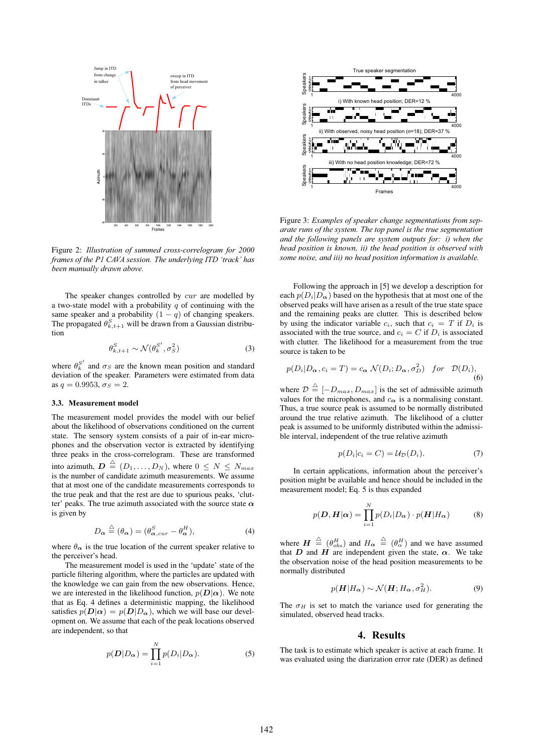Figure 2: *Illustration of summed cross-correlogram for 2000 frames of the P1 CAVA session. The underlying ITD 'track' has been manually drawn above.*

The speaker changes controlled by $cur$ are modelled by a two-state model with a probability $q$ of continuing with the same speaker and a probability $(1 - q)$ of changing speakers. The propagated $\theta^S_{k,t+1}$ will be drawn from a Gaussian distribution

$$\theta^S_{k,t+1} \sim \mathcal{N}(\theta^{S'}_k, \sigma^2_S) \tag{3}$$

where $\theta^{S'}_k$ and $\sigma_S$ are the known mean position and standard deviation of the speaker. Parameters were estimated from data as $q = 0.9953$, $\sigma_S = 2$.

### 3.3. Measurement model

The measurement model provides the model with our belief about the likelihood of observations conditioned on the current state. The sensory system consists of a pair of in-ear microphones and the observation vector is extracted by identifying three peaks in the cross-correlogram. These are transformed into azimuth, $\boldsymbol{D} \triangleq (D_1, \ldots, D_N)$, where $0 \leq N \leq N_{max}$ is the number of candidate azimuth measurements. We assume that at most one of the candidate measurements corresponds to the true peak and that the rest are due to spurious peaks, 'clutter' peaks. The true azimuth associated with the source state $\boldsymbol{\alpha}$ is given by

$$D_{\boldsymbol{\alpha}} \triangleq (\theta_{\boldsymbol{\alpha}}) = (\theta^S_{\boldsymbol{\alpha},cur} - \theta^H_{\boldsymbol{\alpha}}), \tag{4}$$

where $\theta_{\boldsymbol{\alpha}}$ is the true location of the current speaker relative to the perceiver's head.

The measurement model is used in the 'update' state of the particle filtering algorithm, where the particles are updated with the knowledge we can gain from the new observations. Hence, we are interested in the likelihood function, $p(\boldsymbol{D}|\boldsymbol{\alpha})$. We note that as Eq. 4 defines a deterministic mapping, the likelihood satisfies $p(\boldsymbol{D}|\boldsymbol{\alpha}) = p(\boldsymbol{D}|D_{\boldsymbol{\alpha}})$, which we will base our development on. We assume that each of the peak locations observed are independent, so that

$$p(\boldsymbol{D}|D_{\boldsymbol{\alpha}}) = \prod_{i=1}^{N} p(D_i|D_{\boldsymbol{\alpha}}). \tag{5}$$

Figure 3: *Examples of speaker change segmentations from separate runs of the system. The top panel is the true segmentation and the following panels are system outputs for: i) when the head position is known, ii) the head position is observed with some noise, and iii) no head position information is available.*

Following the approach in [5] we develop a description for each $p(D_i|D_{\boldsymbol{\alpha}})$ based on the hypothesis that at most one of the observed peaks will have arisen as a result of the true state space and the remaining peaks are clutter. This is described below by using the indicator variable $c_i$, such that $c_i = T$ if $D_i$ is associated with the true source, and $c_i = C$ if $D_i$ is associated with clutter. The likelihood for a measurement from the true source is taken to be

$$p(D_i|D_{\boldsymbol{\alpha}}, c_i = T) = c_{\boldsymbol{\alpha}}\, \mathcal{N}(D_i; D_{\boldsymbol{\alpha}}, \sigma^2_D) \quad for \quad \mathcal{D}(D_i), \tag{6}$$

where $\mathcal{D} \triangleq [-D_{max}, D_{max}]$ is the set of admissible azimuth values for the microphones, and $c_{\boldsymbol{\alpha}}$ is a normalising constant. Thus, a true source peak is assumed to be normally distributed around the true relative azimuth. The likelihood of a clutter peak is assumed to be uniformly distributed within the admissible interval, independent of the true relative azimuth.

$$p(D_i|c_i = C) = \mathcal{U}_{\mathcal{D}}(D_i). \tag{7}$$

In certain applications, information about the perceiver's position might be available and hence should be included in the measurement model; Eq. 5 is thus expanded

$$p(\boldsymbol{D}, \boldsymbol{H}|\boldsymbol{\alpha}) = \prod_{i=1}^{N} p(D_i|D_{\boldsymbol{\alpha}}) \cdot p(\boldsymbol{H}|H_{\boldsymbol{\alpha}}) \tag{8}$$

where $\boldsymbol{H} \triangleq (\theta^H_{obs})$ and $H_{\boldsymbol{\alpha}} \triangleq (\theta^H_{\alpha})$ and we have assumed that $\boldsymbol{D}$ and $\boldsymbol{H}$ are independent given the state, $\boldsymbol{\alpha}$. We take the observation noise of the head position measurements to be normally distributed

$$p(\boldsymbol{H}|H_{\boldsymbol{\alpha}}) \sim \mathcal{N}(\boldsymbol{H}; H_{\boldsymbol{\alpha}}, \sigma^2_H). \tag{9}$$

The $\sigma_H$ is set to match the variance used for generating the simulated, observed head tracks.

## 4. Results

The task is to estimate which speaker is active at each frame. It was evaluated using the diarization error rate (DER) as defined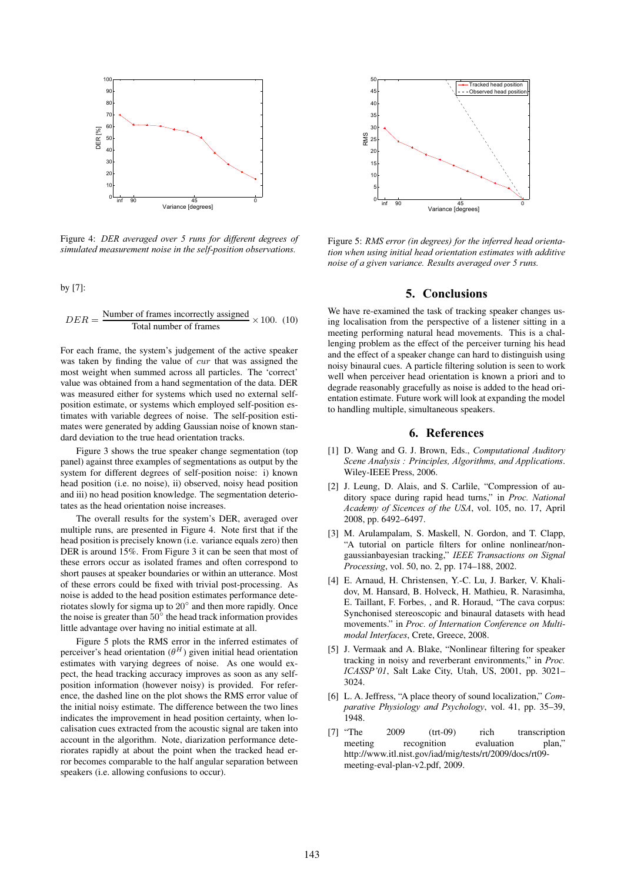DER [%]
100
90
80
70
60
50
40
30
20
10
0
inf 90 45 0
Variance [degrees]

Figure 4: *DER averaged over 5 runs for different degrees of simulated measurement noise in the self-position observations.*

by [7]:

$$DER = \frac{\text{Number of frames incorrectly assigned}}{\text{Total number of frames}} \times 100. \quad (10)$$

For each frame, the system's judgement of the active speaker was taken by finding the value of *cur* that was assigned the most weight when summed across all particles. The 'correct' value was obtained from a hand segmentation of the data. DER was measured either for systems which used no external self-position estimate, or systems which employed self-position estimates with variable degrees of noise. The self-position estimates were generated by adding Gaussian noise of known standard deviation to the true head orientation tracks.

Figure 3 shows the true speaker change segmentation (top panel) against three examples of segmentations as output by the system for different degrees of self-position noise: i) known head position (i.e. no noise), ii) observed, noisy head position and iii) no head position knowledge. The segmentation deteriotates as the head orientation noise increases.

The overall results for the system's DER, averaged over multiple runs, are presented in Figure 4. Note first that if the head position is precisely known (i.e. variance equals zero) then DER is around 15%. From Figure 3 it can be seen that most of these errors occur as isolated frames and often correspond to short pauses at speaker boundaries or within an utterance. Most of these errors could be fixed with trivial post-processing. As noise is added to the head position estimates performance deteriotates slowly for sigma up to $20^\circ$ and then more rapidly. Once the noise is greater than $50^\circ$ the head track information provides little advantage over having no initial estimate at all.

Figure 5 plots the RMS error in the inferred estimates of perceiver's head orientation ($\theta^H$) given initial head orientation estimates with varying degrees of noise. As one would expect, the head tracking accuracy improves as soon as any self-position information (however noisy) is provided. For reference, the dashed line on the plot shows the RMS error value of the initial noisy estimate. The difference between the two lines indicates the improvement in head position certainty, when localisation cues extracted from the acoustic signal are taken into account in the algorithm. Note, diarization performance deteriorates rapidly at about the point when the tracked head error becomes comparable to the half angular separation between speakers (i.e. allowing confusions to occur).

RMS
50
45
40
35
30
25
20
15
10
5
0
inf 90 45 0
Variance [degrees]
Tracked head position
Observed head position

Figure 5: *RMS error (in degrees) for the inferred head orientation when using initial head orientation estimates with additive noise of a given variance. Results averaged over 5 runs.*

## 5. Conclusions

We have re-examined the task of tracking speaker changes using localisation from the perspective of a listener sitting in a meeting performing natural head movements. This is a challenging problem as the effect of the perceiver turning his head and the effect of a speaker change can hard to distinguish using noisy binaural cues. A particle filtering solution is seen to work well when perceiver head orientation is known a priori and to degrade reasonably gracefully as noise is added to the head orientation estimate. Future work will look at expanding the model to handling multiple, simultaneous speakers.

## 6. References

[1] D. Wang and G. J. Brown, Eds., *Computational Auditory Scene Analysis : Principles, Algorithms, and Applications*. Wiley-IEEE Press, 2006.

[2] J. Leung, D. Alais, and S. Carlile, "Compression of auditory space during rapid head turns," in *Proc. National Academy of Sicences of the USA*, vol. 105, no. 17, April 2008, pp. 6492–6497.

[3] M. Arulampalam, S. Maskell, N. Gordon, and T. Clapp, "A tutorial on particle filters for online nonlinear/non-gaussianbayesian tracking," *IEEE Transactions on Signal Processing*, vol. 50, no. 2, pp. 174–188, 2002.

[4] E. Arnaud, H. Christensen, Y.-C. Lu, J. Barker, V. Khalidov, M. Hansard, B. Holveck, H. Mathieu, R. Narasimha, E. Taillant, F. Forbes, , and R. Horaud, "The cava corpus: Synchonised stereoscopic and binaural datasets with head movements." in *Proc. of Internation Conference on Multimodal Interfaces*, Crete, Greece, 2008.

[5] J. Vermaak and A. Blake, "Nonlinear filtering for speaker tracking in noisy and reverberant environments," in *Proc. ICASSP'01*, Salt Lake City, Utah, US, 2001, pp. 3021–3024.

[6] L. A. Jeffress, "A place theory of sound localization," *Comparative Physiology and Psychology*, vol. 41, pp. 35–39, 1948.

[7] "The 2009 (trt-09) rich transcription meeting recognition evaluation plan," http://www.itl.nist.gov/iad/mig/tests/rt/2009/docs/rt09-meeting-eval-plan-v2.pdf, 2009.